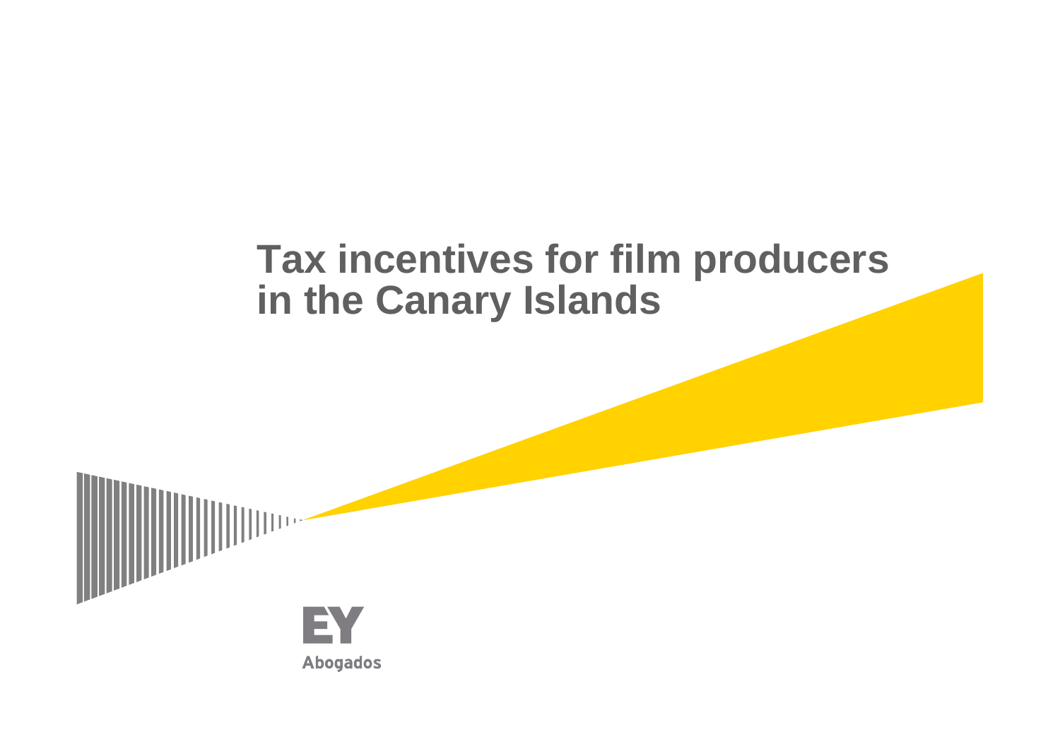# Tax incentives for film producers in the Canary Islands

EY

Abogados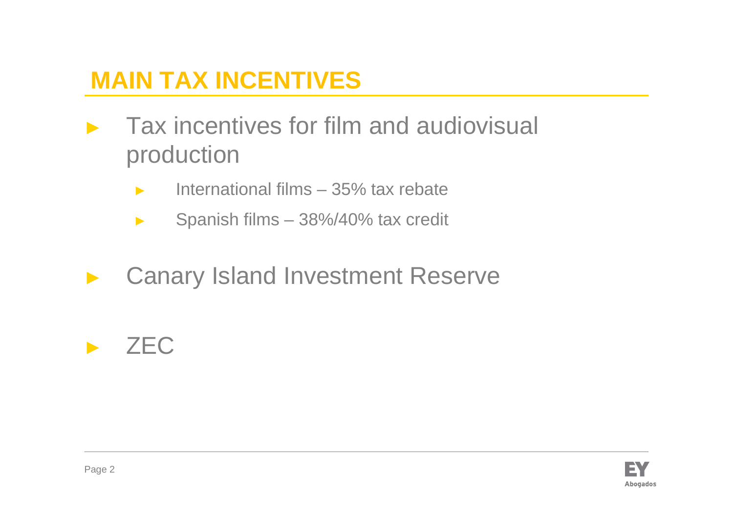# MAIN TAX INCENTIVES

- Tax incentives for film and audiovisual production
  - International films – 35% tax rebate
  - Spanish films – 38%/40% tax credit
- Canary Island Investment Reserve
- ZEC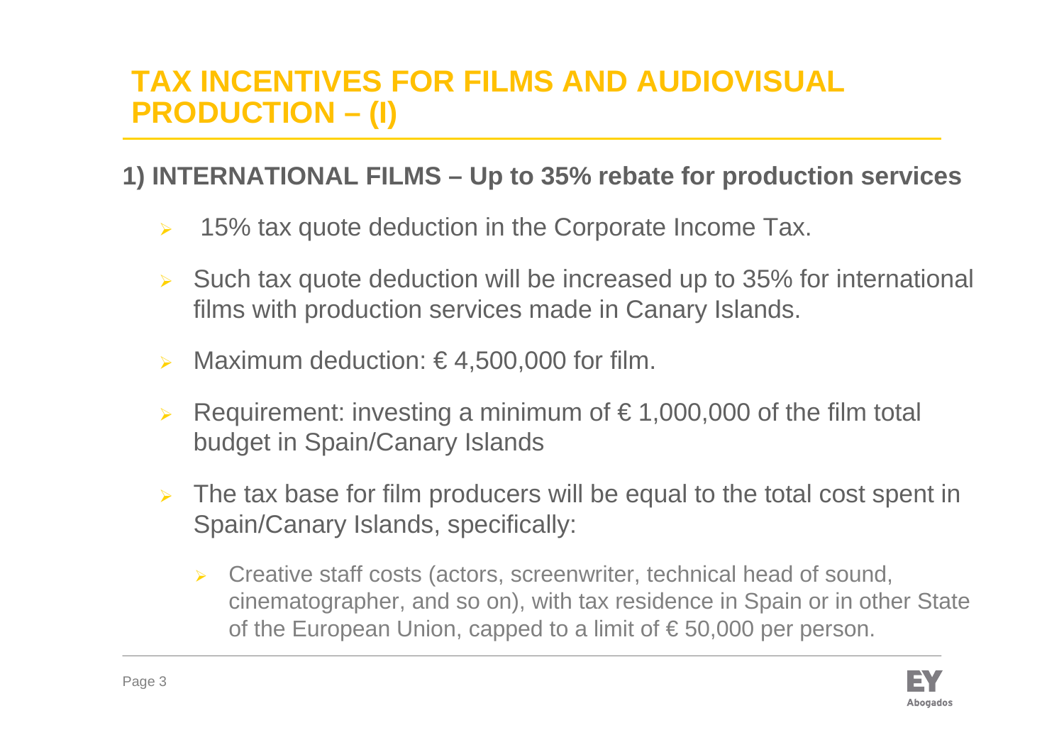# TAX INCENTIVES FOR FILMS AND AUDIOVISUAL PRODUCTION – (I)

## 1) INTERNATIONAL FILMS – Up to 35% rebate for production services

- 15% tax quote deduction in the Corporate Income Tax.
- Such tax quote deduction will be increased up to 35% for international films with production services made in Canary Islands.
- Maximum deduction: € 4,500,000 for film.
- Requirement: investing a minimum of € 1,000,000 of the film total budget in Spain/Canary Islands
- The tax base for film producers will be equal to the total cost spent in Spain/Canary Islands, specifically:
  - Creative staff costs (actors, screenwriter, technical head of sound, cinematographer, and so on), with tax residence in Spain or in other State of the European Union, capped to a limit of € 50,000 per person.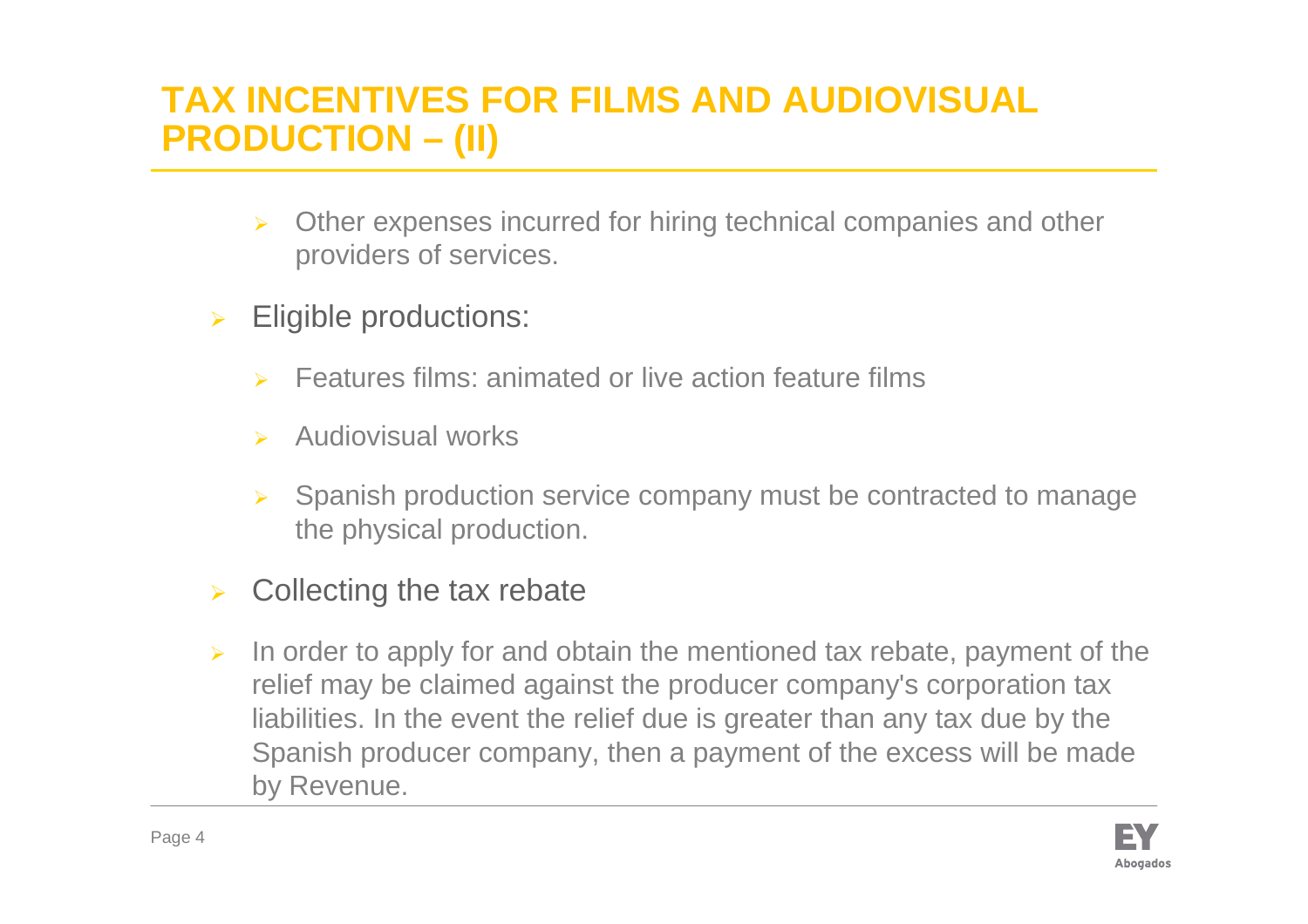# TAX INCENTIVES FOR FILMS AND AUDIOVISUAL PRODUCTION – (II)

- Other expenses incurred for hiring technical companies and other providers of services.

- Eligible productions:
  - Features films: animated or live action feature films
  - Audiovisual works
  - Spanish production service company must be contracted to manage the physical production.

- Collecting the tax rebate

- In order to apply for and obtain the mentioned tax rebate, payment of the relief may be claimed against the producer company's corporation tax liabilities. In the event the relief due is greater than any tax due by the Spanish producer company, then a payment of the excess will be made by Revenue.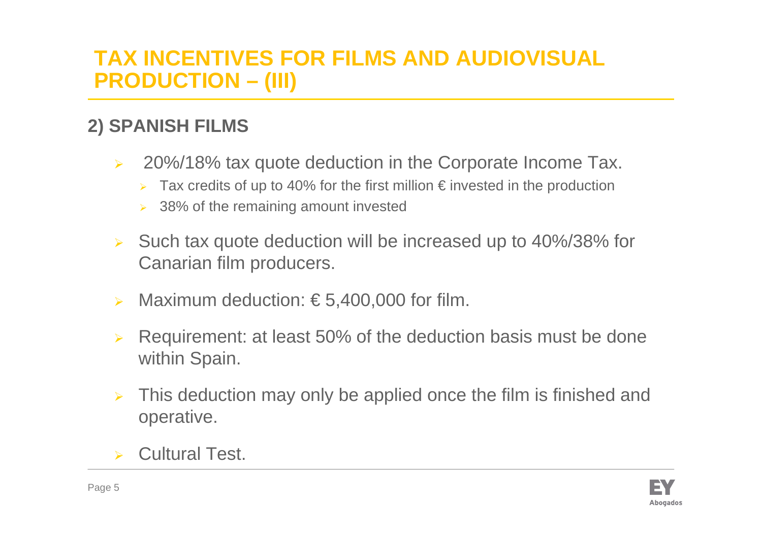# TAX INCENTIVES FOR FILMS AND AUDIOVISUAL PRODUCTION – (III)

## 2) SPANISH FILMS

- 20%/18% tax quote deduction in the Corporate Income Tax.
  - Tax credits of up to 40% for the first million € invested in the production
  - 38% of the remaining amount invested
- Such tax quote deduction will be increased up to 40%/38% for Canarian film producers.
- Maximum deduction: € 5,400,000 for film.
- Requirement: at least 50% of the deduction basis must be done within Spain.
- This deduction may only be applied once the film is finished and operative.
- Cultural Test.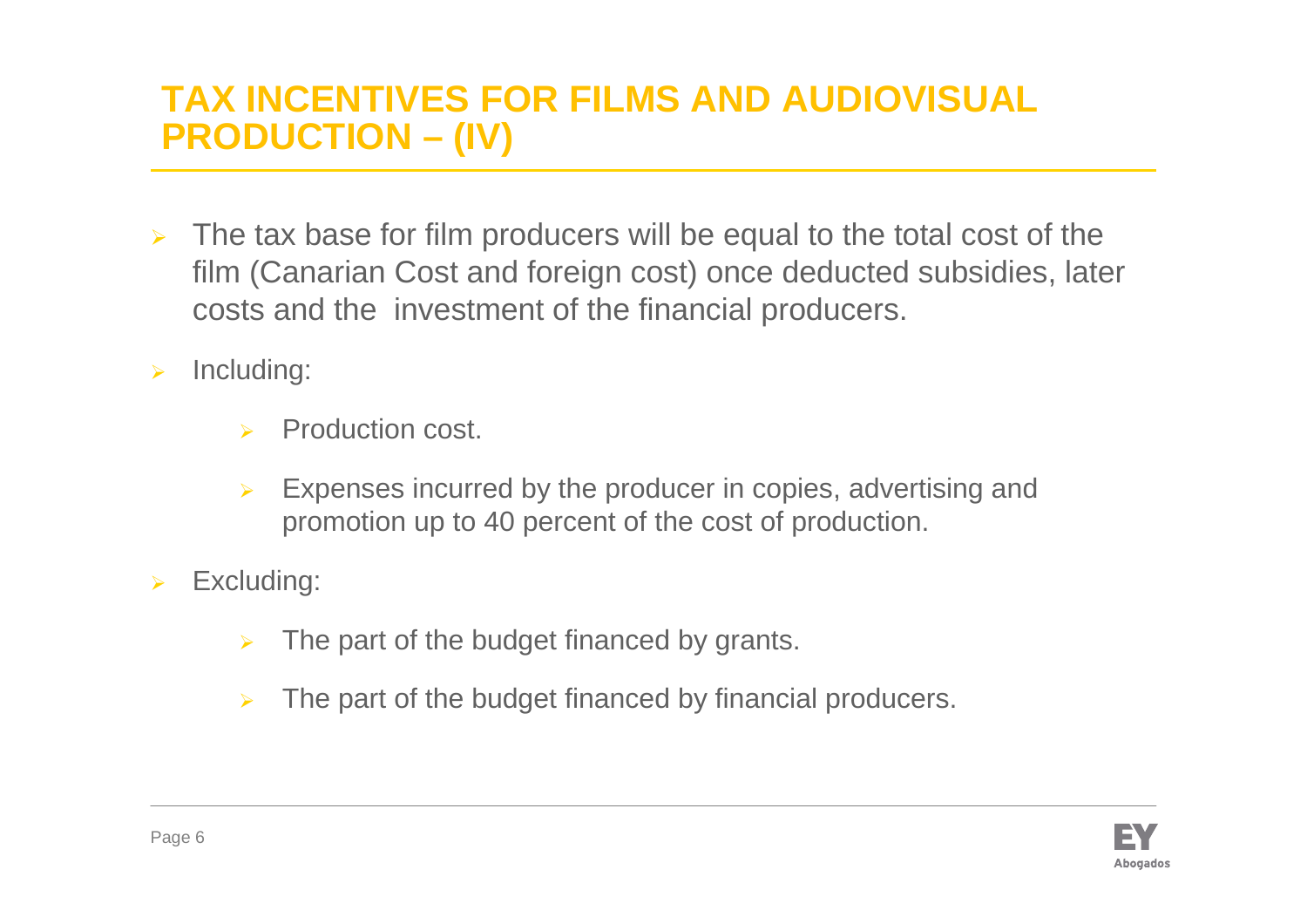# TAX INCENTIVES FOR FILMS AND AUDIOVISUAL PRODUCTION – (IV)

- The tax base for film producers will be equal to the total cost of the film (Canarian Cost and foreign cost) once deducted subsidies, later costs and the investment of the financial producers.
- Including:
  - Production cost.
  - Expenses incurred by the producer in copies, advertising and promotion up to 40 percent of the cost of production.
- Excluding:
  - The part of the budget financed by grants.
  - The part of the budget financed by financial producers.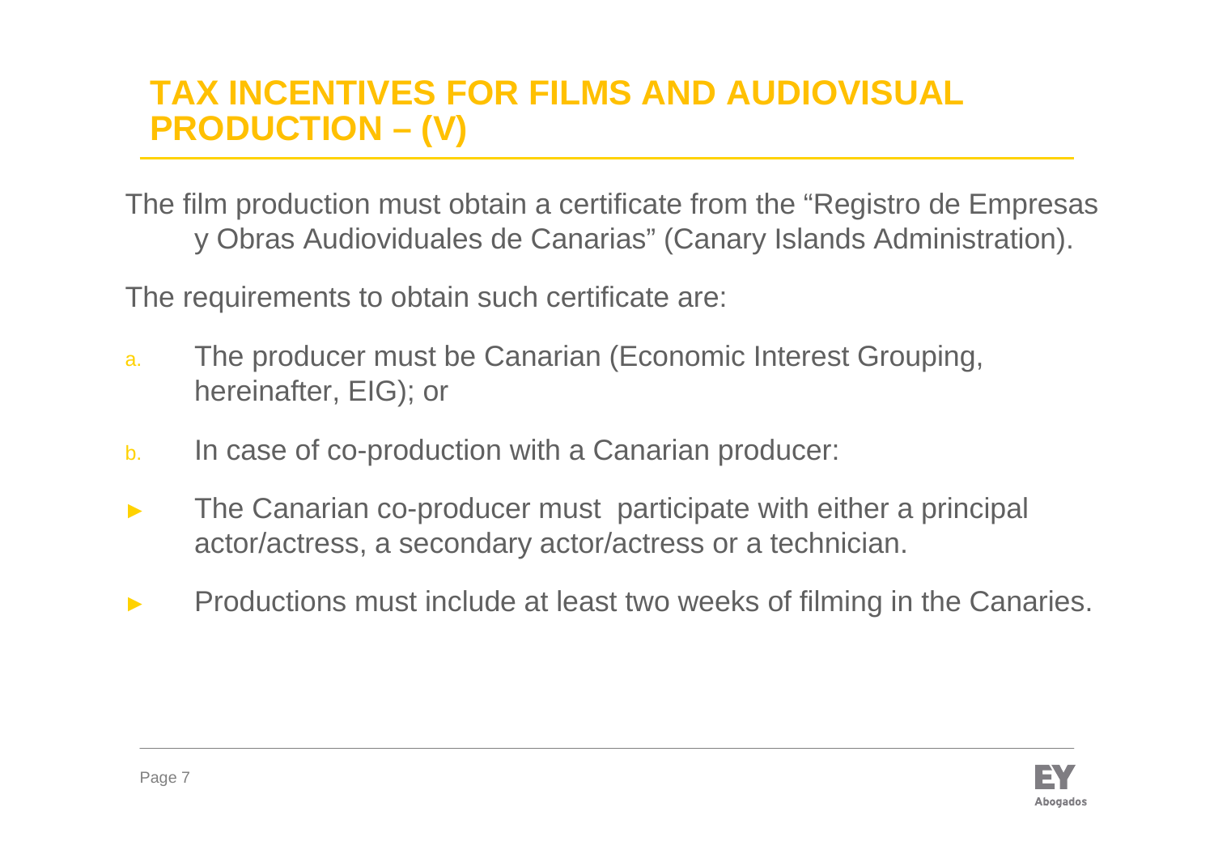# TAX INCENTIVES FOR FILMS AND AUDIOVISUAL PRODUCTION – (V)

The film production must obtain a certificate from the "Registro de Empresas y Obras Audioviduales de Canarias" (Canary Islands Administration).

The requirements to obtain such certificate are:

a. The producer must be Canarian (Economic Interest Grouping, hereinafter, EIG); or

b. In case of co-production with a Canarian producer:

- The Canarian co-producer must participate with either a principal actor/actress, a secondary actor/actress or a technician.
- Productions must include at least two weeks of filming in the Canaries.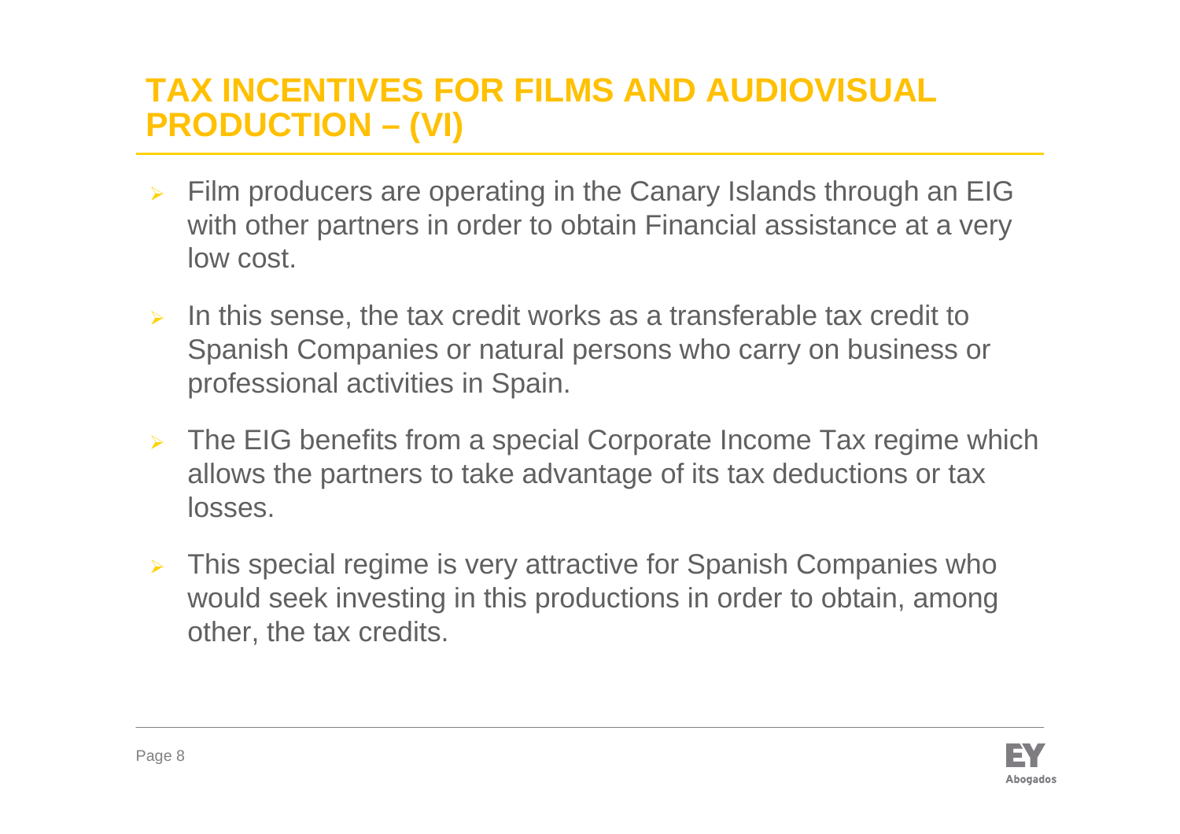# TAX INCENTIVES FOR FILMS AND AUDIOVISUAL PRODUCTION – (VI)

- Film producers are operating in the Canary Islands through an EIG with other partners in order to obtain Financial assistance at a very low cost.
- In this sense, the tax credit works as a transferable tax credit to Spanish Companies or natural persons who carry on business or professional activities in Spain.
- The EIG benefits from a special Corporate Income Tax regime which allows the partners to take advantage of its tax deductions or tax losses.
- This special regime is very attractive for Spanish Companies who would seek investing in this productions in order to obtain, among other, the tax credits.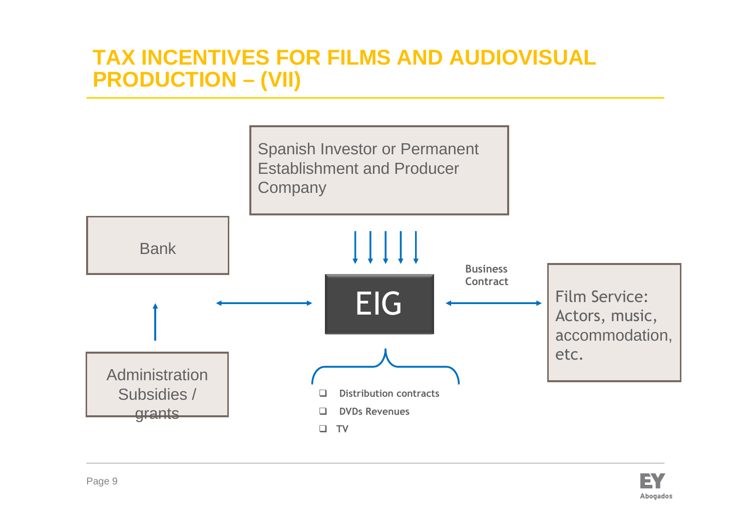# TAX INCENTIVES FOR FILMS AND AUDIOVISUAL PRODUCTION – (VII)

Spanish Investor or Permanent Establishment and Producer Company

Bank

EIG

Business Contract

Film Service: Actors, music, accommodation, etc.

Administration Subsidies / grants

- Distribution contracts
- DVDs Revenues
- TV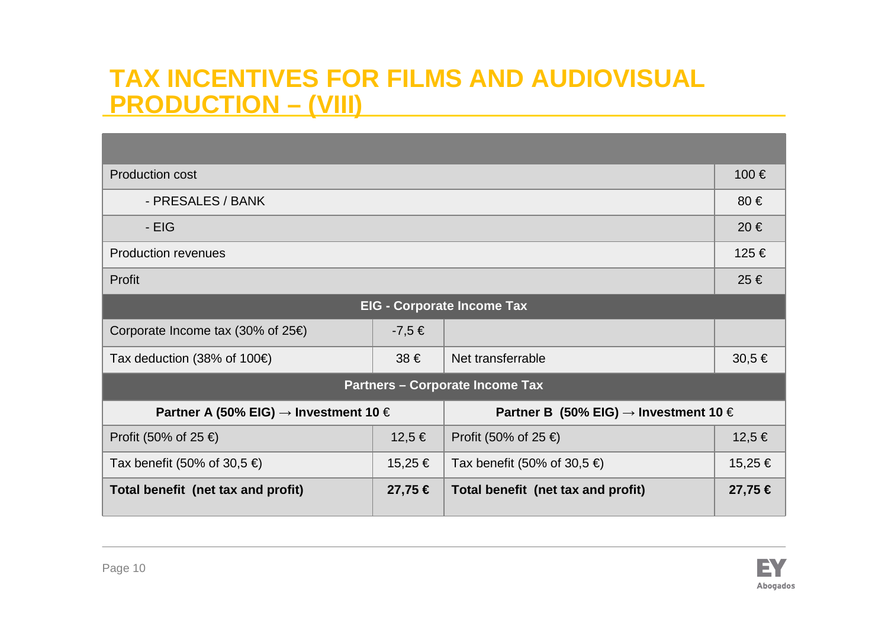# TAX INCENTIVES FOR FILMS AND AUDIOVISUAL PRODUCTION – (VIII)

| | | | |
|---|---|---|---|
| Production cost | | | 100 € |
| - PRESALES / BANK | | | 80 € |
| - EIG | | | 20 € |
| Production revenues | | | 125 € |
| Profit | | | 25 € |
| **EIG - Corporate Income Tax** | | | |
| Corporate Income tax (30% of 25€) | -7,5 € | | |
| Tax deduction (38% of 100€) | 38 € | Net transferrable | 30,5 € |
| **Partners – Corporate Income Tax** | | | |
| **Partner A (50% EIG) → Investment 10 €** | | **Partner B (50% EIG) → Investment 10 €** | |
| Profit (50% of 25 €) | 12,5 € | Profit (50% of 25 €) | 12,5 € |
| Tax benefit (50% of 30,5 €) | 15,25 € | Tax benefit (50% of 30,5 €) | 15,25 € |
| **Total benefit (net tax and profit)** | **27,75 €** | **Total benefit (net tax and profit)** | **27,75 €** |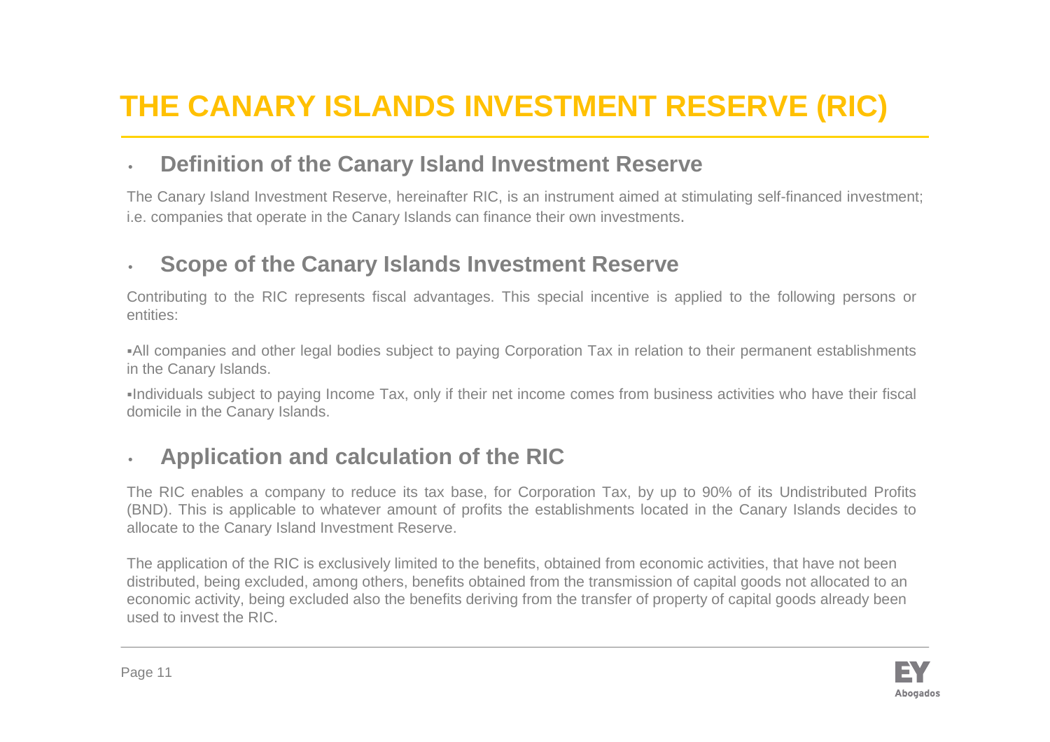# THE CANARY ISLANDS INVESTMENT RESERVE (RIC)

## Definition of the Canary Island Investment Reserve

The Canary Island Investment Reserve, hereinafter RIC, is an instrument aimed at stimulating self-financed investment; i.e. companies that operate in the Canary Islands can finance their own investments.

## Scope of the Canary Islands Investment Reserve

Contributing to the RIC represents fiscal advantages. This special incentive is applied to the following persons or entities:

- All companies and other legal bodies subject to paying Corporation Tax in relation to their permanent establishments in the Canary Islands.
- Individuals subject to paying Income Tax, only if their net income comes from business activities who have their fiscal domicile in the Canary Islands.

## Application and calculation of the RIC

The RIC enables a company to reduce its tax base, for Corporation Tax, by up to 90% of its Undistributed Profits (BND). This is applicable to whatever amount of profits the establishments located in the Canary Islands decides to allocate to the Canary Island Investment Reserve.

The application of the RIC is exclusively limited to the benefits, obtained from economic activities, that have not been distributed, being excluded, among others, benefits obtained from the transmission of capital goods not allocated to an economic activity, being excluded also the benefits deriving from the transfer of property of capital goods already been used to invest the RIC.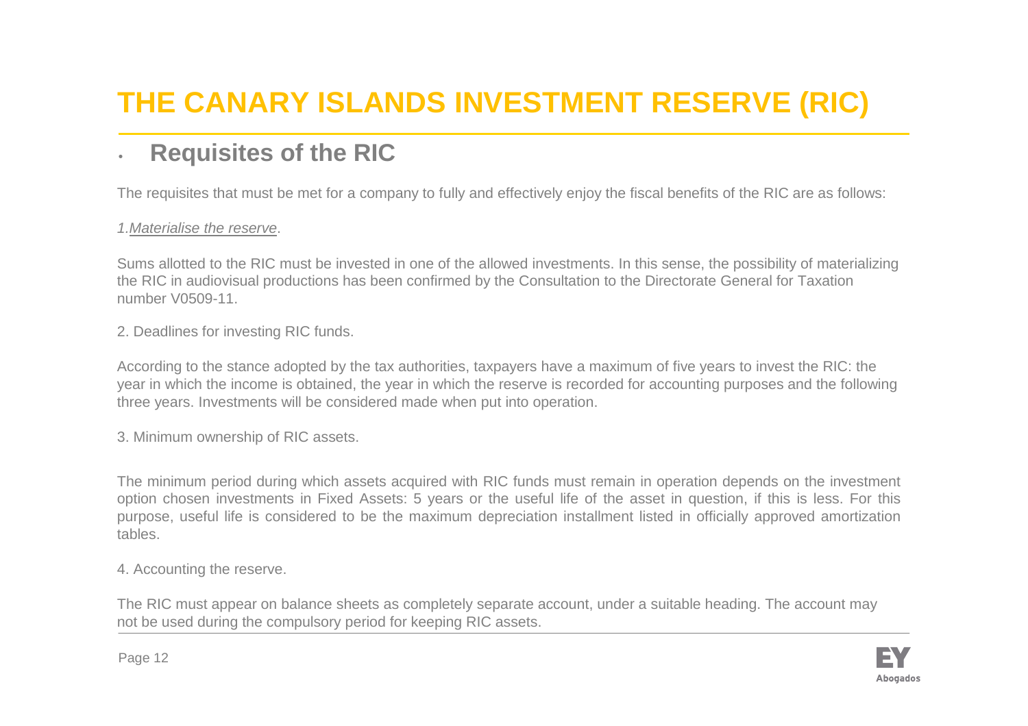# THE CANARY ISLANDS INVESTMENT RESERVE (RIC)

## Requisites of the RIC

The requisites that must be met for a company to fully and effectively enjoy the fiscal benefits of the RIC are as follows:

*1.Materialise the reserve*.

Sums allotted to the RIC must be invested in one of the allowed investments. In this sense, the possibility of materializing the RIC in audiovisual productions has been confirmed by the Consultation to the Directorate General for Taxation number V0509-11.

2. Deadlines for investing RIC funds.

According to the stance adopted by the tax authorities, taxpayers have a maximum of five years to invest the RIC: the year in which the income is obtained, the year in which the reserve is recorded for accounting purposes and the following three years. Investments will be considered made when put into operation.

3. Minimum ownership of RIC assets.

The minimum period during which assets acquired with RIC funds must remain in operation depends on the investment option chosen investments in Fixed Assets: 5 years or the useful life of the asset in question, if this is less. For this purpose, useful life is considered to be the maximum depreciation installment listed in officially approved amortization tables.

4. Accounting the reserve.

The RIC must appear on balance sheets as completely separate account, under a suitable heading. The account may not be used during the compulsory period for keeping RIC assets.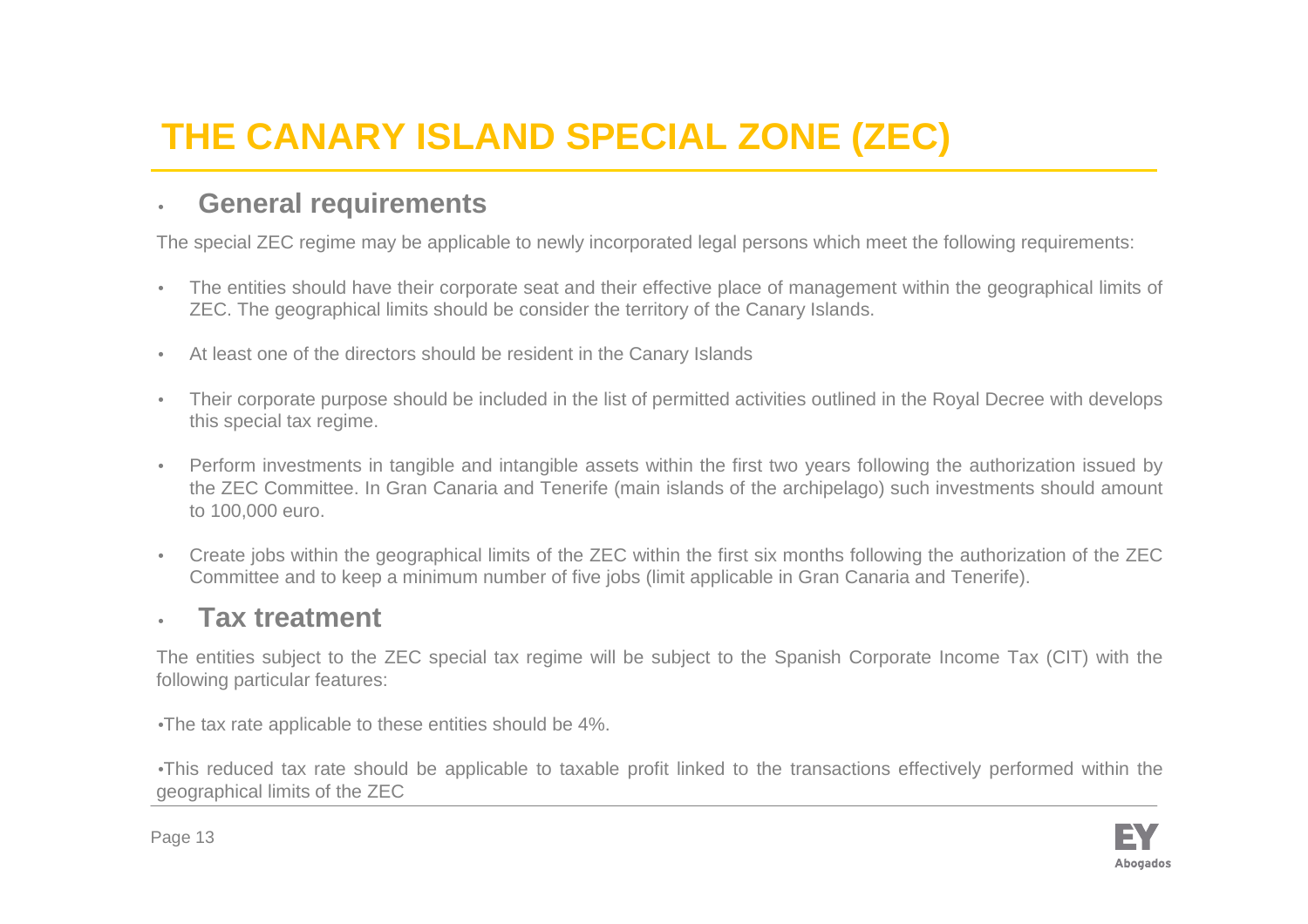# THE CANARY ISLAND SPECIAL ZONE (ZEC)

## General requirements

The special ZEC regime may be applicable to newly incorporated legal persons which meet the following requirements:

- The entities should have their corporate seat and their effective place of management within the geographical limits of ZEC. The geographical limits should be consider the territory of the Canary Islands.
- At least one of the directors should be resident in the Canary Islands
- Their corporate purpose should be included in the list of permitted activities outlined in the Royal Decree with develops this special tax regime.
- Perform investments in tangible and intangible assets within the first two years following the authorization issued by the ZEC Committee. In Gran Canaria and Tenerife (main islands of the archipelago) such investments should amount to 100,000 euro.
- Create jobs within the geographical limits of the ZEC within the first six months following the authorization of the ZEC Committee and to keep a minimum number of five jobs (limit applicable in Gran Canaria and Tenerife).

## Tax treatment

The entities subject to the ZEC special tax regime will be subject to the Spanish Corporate Income Tax (CIT) with the following particular features:

- The tax rate applicable to these entities should be 4%.
- This reduced tax rate should be applicable to taxable profit linked to the transactions effectively performed within the geographical limits of the ZEC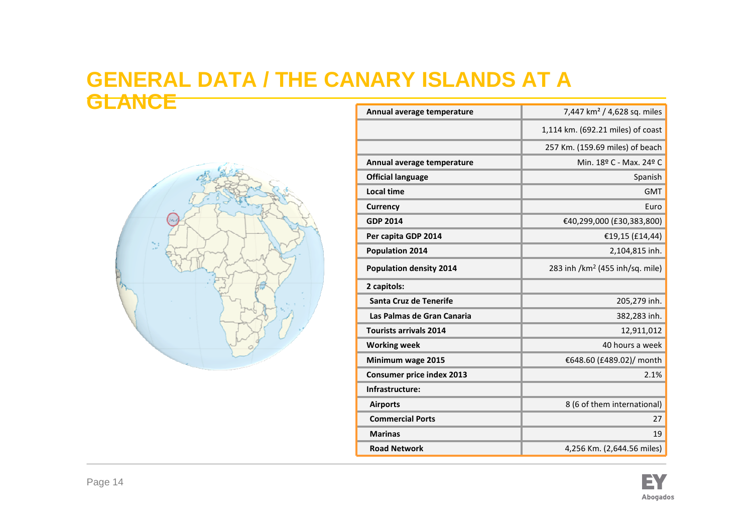# GENERAL DATA / THE CANARY ISLANDS AT A GLANCE

| | |
|---|---|
| Annual average temperature | 7,447 km² / 4,628 sq. miles |
| | 1,114 km. (692.21 miles) of coast |
| | 257 Km. (159.69 miles) of beach |
| Annual average temperature | Min. 18º C - Max. 24º C |
| Official language | Spanish |
| Local time | GMT |
| Currency | Euro |
| GDP 2014 | €40,299,000 (£30,383,800) |
| Per capita GDP 2014 | €19,15 (£14,44) |
| Population 2014 | 2,104,815 inh. |
| Population density 2014 | 283 inh /km² (455 inh/sq. mile) |
| 2 capitols: | |
| Santa Cruz de Tenerife | 205,279 inh. |
| Las Palmas de Gran Canaria | 382,283 inh. |
| Tourists arrivals 2014 | 12,911,012 |
| Working week | 40 hours a week |
| Minimum wage 2015 | €648.60 (£489.02)/ month |
| Consumer price index 2013 | 2.1% |
| Infrastructure: | |
| Airports | 8 (6 of them international) |
| Commercial Ports | 27 |
| Marinas | 19 |
| Road Network | 4,256 Km. (2,644.56 miles) |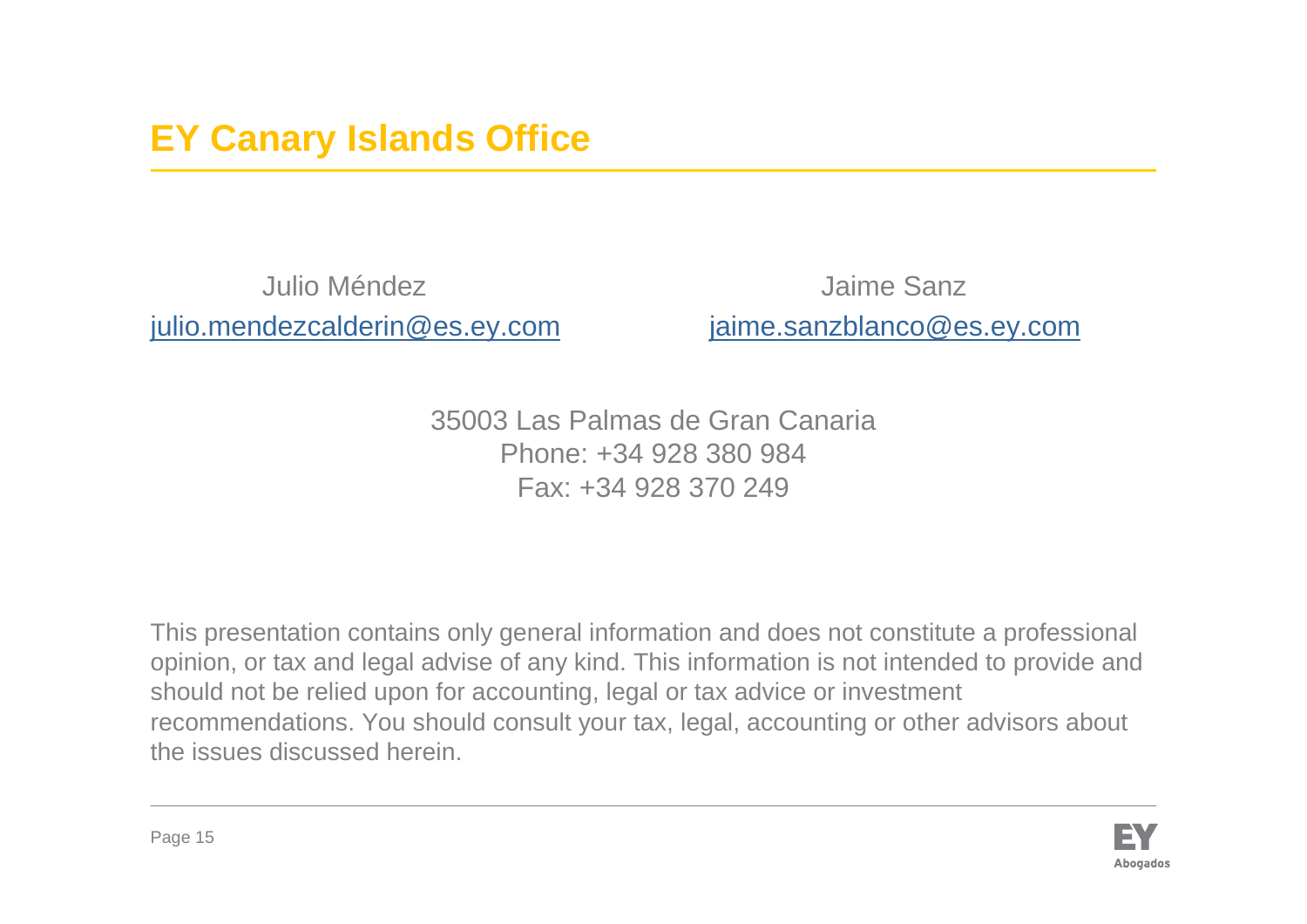# EY Canary Islands Office

Julio Méndez
julio.mendezcalderin@es.ey.com

Jaime Sanz
jaime.sanzblanco@es.ey.com

35003 Las Palmas de Gran Canaria
Phone: +34 928 380 984
Fax: +34 928 370 249

This presentation contains only general information and does not constitute a professional opinion, or tax and legal advise of any kind. This information is not intended to provide and should not be relied upon for accounting, legal or tax advice or investment recommendations. You should consult your tax, legal, accounting or other advisors about the issues discussed herein.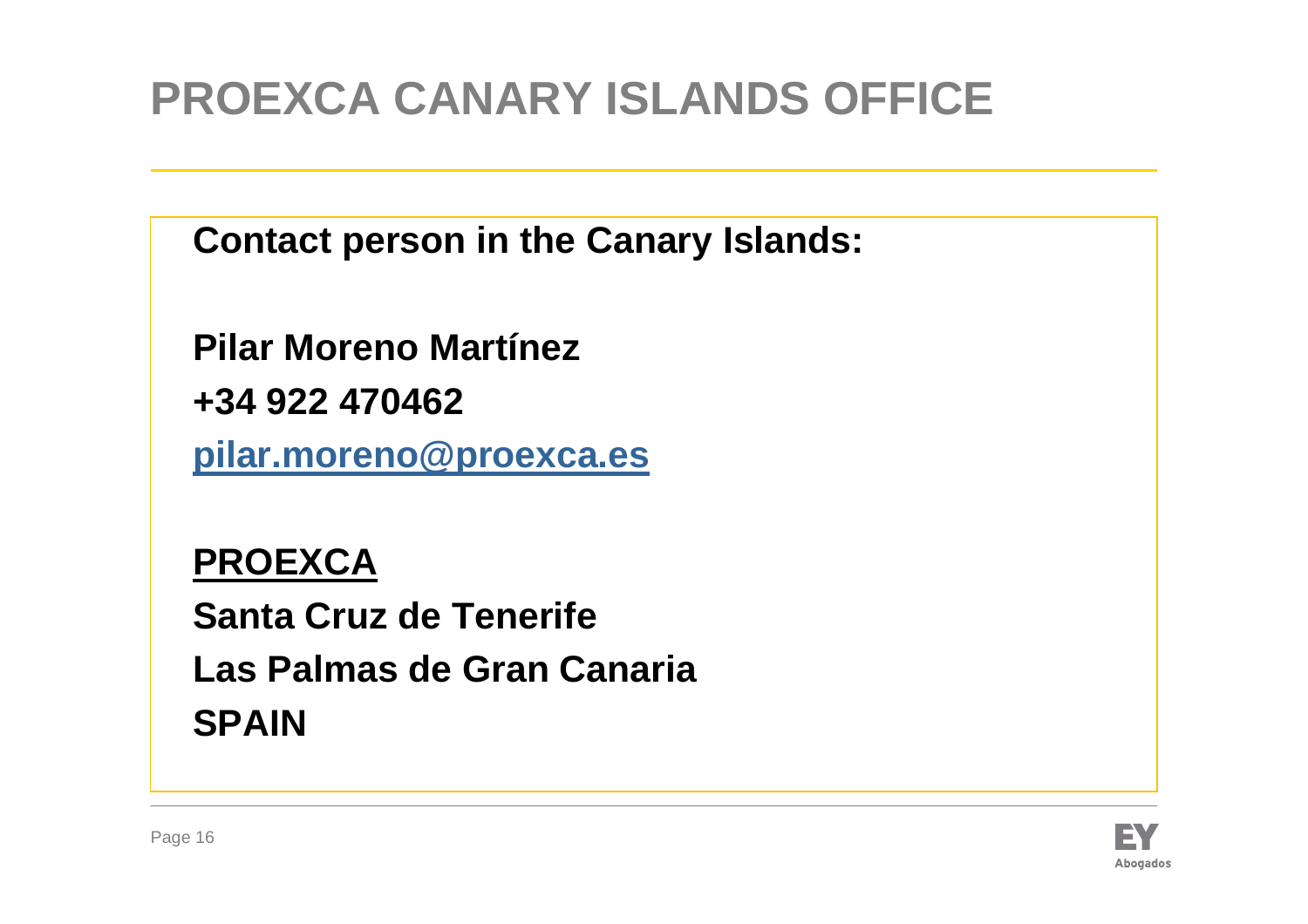# PROEXCA CANARY ISLANDS OFFICE

**Contact person in the Canary Islands:**

**Pilar Moreno Martínez**

**+34 922 470462**

**pilar.moreno@proexca.es**

**PROEXCA**

**Santa Cruz de Tenerife**

**Las Palmas de Gran Canaria**

**SPAIN**